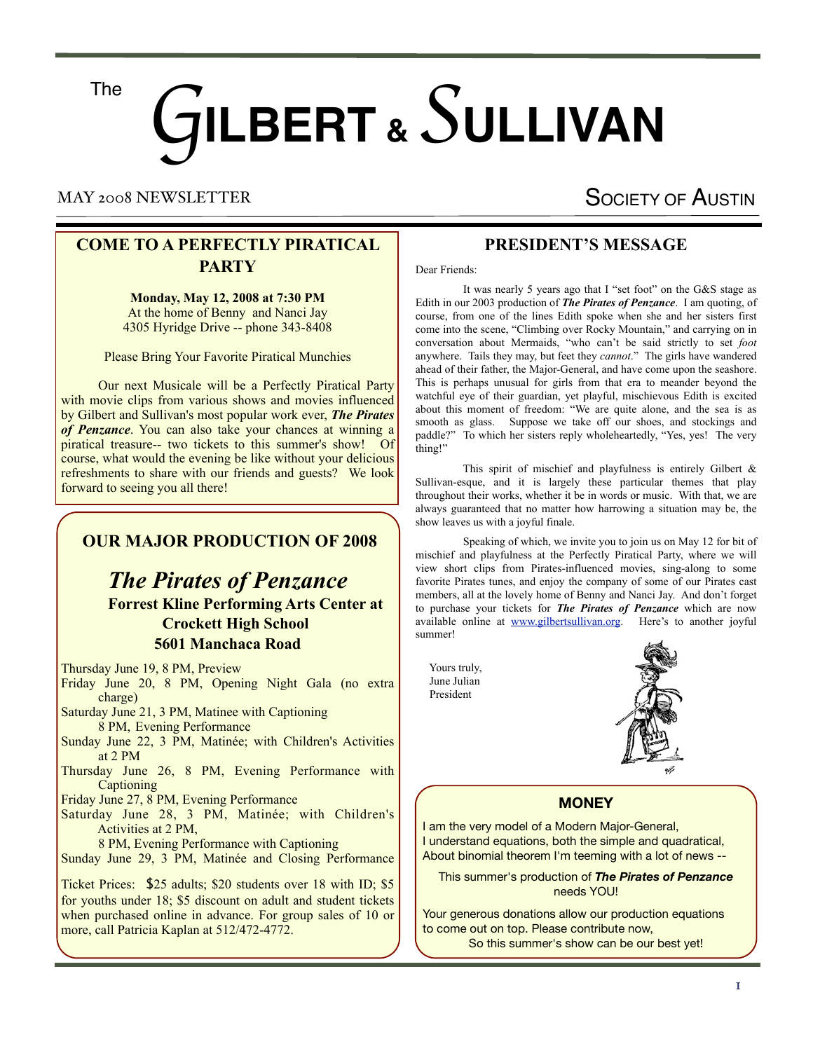# The Gilbert & Sullivan

MAY 2008 NEWSLETTER — Society of Austin

## COME TO A PERFECTLY PIRATICAL PARTY

**Monday, May 12, 2008 at 7:30 PM**
At the home of Benny and Nanci Jay
4305 Hyridge Drive -- phone 343-8408

Please Bring Your Favorite Piratical Munchies

Our next Musicale will be a Perfectly Piratical Party with movie clips from various shows and movies influenced by Gilbert and Sullivan's most popular work ever, ***The Pirates of Penzance***. You can also take your chances at winning a piratical treasure-- two tickets to this summer's show! Of course, what would the evening be like without your delicious refreshments to share with our friends and guests? We look forward to seeing you all there!

## OUR MAJOR PRODUCTION OF 2008

### *The Pirates of Penzance*

**Forrest Kline Performing Arts Center at Crockett High School**
**5601 Manchaca Road**

- Thursday June 19, 8 PM, Preview
- Friday June 20, 8 PM, Opening Night Gala (no extra charge)
- Saturday June 21, 3 PM, Matinee with Captioning
  8 PM, Evening Performance
- Sunday June 22, 3 PM, Matinée; with Children's Activities at 2 PM
- Thursday June 26, 8 PM, Evening Performance with Captioning
- Friday June 27, 8 PM, Evening Performance
- Saturday June 28, 3 PM, Matinée; with Children's Activities at 2 PM,
  8 PM, Evening Performance with Captioning
- Sunday June 29, 3 PM, Matinée and Closing Performance

Ticket Prices: $25 adults; $20 students over 18 with ID; $5 for youths under 18; $5 discount on adult and student tickets when purchased online in advance. For group sales of 10 or more, call Patricia Kaplan at 512/472-4772.

## PRESIDENT'S MESSAGE

Dear Friends:

It was nearly 5 years ago that I "set foot" on the G&S stage as Edith in our 2003 production of ***The Pirates of Penzance***. I am quoting, of course, from one of the lines Edith spoke when she and her sisters first come into the scene, "Climbing over Rocky Mountain," and carrying on in conversation about Mermaids, "who can't be said strictly to set *foot* anywhere. Tails they may, but feet they *cannot*." The girls have wandered ahead of their father, the Major-General, and have come upon the seashore. This is perhaps unusual for girls from that era to meander beyond the watchful eye of their guardian, yet playful, mischievous Edith is excited about this moment of freedom: "We are quite alone, and the sea is as smooth as glass. Suppose we take off our shoes, and stockings and paddle?" To which her sisters reply wholeheartedly, "Yes, yes! The very thing!"

This spirit of mischief and playfulness is entirely Gilbert & Sullivan-esque, and it is largely these particular themes that play throughout their works, whether it be in words or music. With that, we are always guaranteed that no matter how harrowing a situation may be, the show leaves us with a joyful finale.

Speaking of which, we invite you to join us on May 12 for bit of mischief and playfulness at the Perfectly Piratical Party, where we will view short clips from Pirates-influenced movies, sing-along to some favorite Pirates tunes, and enjoy the company of some of our Pirates cast members, all at the lovely home of Benny and Nanci Jay. And don't forget to purchase your tickets for ***The Pirates of Penzance*** which are now available online at www.gilbertsullivan.org. Here's to another joyful summer!

Yours truly,
June Julian
President

## MONEY

I am the very model of a Modern Major-General,
I understand equations, both the simple and quadratical,
About binomial theorem I'm teeming with a lot of news --

This summer's production of ***The Pirates of Penzance*** needs YOU!

Your generous donations allow our production equations to come out on top. Please contribute now,
So this summer's show can be our best yet!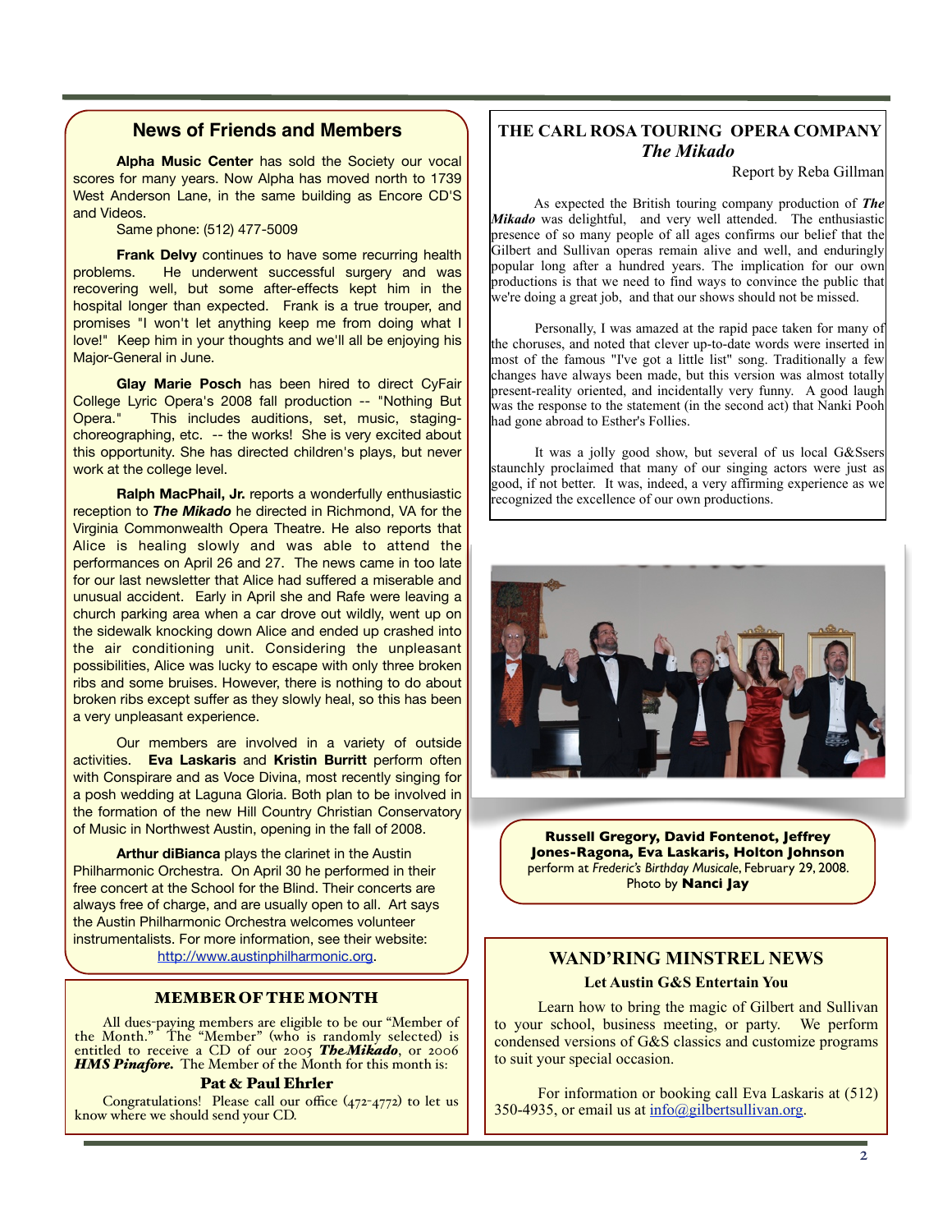## News of Friends and Members

**Alpha Music Center** has sold the Society our vocal scores for many years. Now Alpha has moved north to 1739 West Anderson Lane, in the same building as Encore CD'S and Videos.

Same phone: (512) 477-5009

**Frank Delvy** continues to have some recurring health problems. He underwent successful surgery and was recovering well, but some after-effects kept him in the hospital longer than expected. Frank is a true trouper, and promises "I won't let anything keep me from doing what I love!" Keep him in your thoughts and we'll all be enjoying his Major-General in June.

**Glay Marie Posch** has been hired to direct CyFair College Lyric Opera's 2008 fall production -- "Nothing But Opera." This includes auditions, set, music, staging-choreographing, etc. -- the works! She is very excited about this opportunity. She has directed children's plays, but never work at the college level.

**Ralph MacPhail, Jr.** reports a wonderfully enthusiastic reception to ***The Mikado*** he directed in Richmond, VA for the Virginia Commonwealth Opera Theatre. He also reports that Alice is healing slowly and was able to attend the performances on April 26 and 27. The news came in too late for our last newsletter that Alice had suffered a miserable and unusual accident. Early in April she and Rafe were leaving a church parking area when a car drove out wildly, went up on the sidewalk knocking down Alice and ended up crashed into the air conditioning unit. Considering the unpleasant possibilities, Alice was lucky to escape with only three broken ribs and some bruises. However, there is nothing to do about broken ribs except suffer as they slowly heal, so this has been a very unpleasant experience.

Our members are involved in a variety of outside activities. **Eva Laskaris** and **Kristin Burritt** perform often with Conspirare and as Voce Divina, most recently singing for a posh wedding at Laguna Gloria. Both plan to be involved in the formation of the new Hill Country Christian Conservatory of Music in Northwest Austin, opening in the fall of 2008.

**Arthur diBianca** plays the clarinet in the Austin Philharmonic Orchestra. On April 30 he performed in their free concert at the School for the Blind. Their concerts are always free of charge, and are usually open to all. Art says the Austin Philharmonic Orchestra welcomes volunteer instrumentalists. For more information, see their website: http://www.austinphilharmonic.org.

## MEMBER OF THE MONTH

All dues-paying members are eligible to be our "Member of the Month." The "Member" (who is randomly selected) is entitled to receive a CD of our 2005 ***The Mikado***, or 2006 ***HMS Pinafore.*** The Member of the Month for this month is:

**Pat & Paul Ehrler**

Congratulations! Please call our office (472-4772) to let us know where we should send your CD.

## THE CARL ROSA TOURING OPERA COMPANY
### *The Mikado*

Report by Reba Gillman

As expected the British touring company production of ***The Mikado*** was delightful, and very well attended. The enthusiastic presence of so many people of all ages confirms our belief that the Gilbert and Sullivan operas remain alive and well, and enduringly popular long after a hundred years. The implication for our own productions is that we need to find ways to convince the public that we're doing a great job, and that our shows should not be missed.

Personally, I was amazed at the rapid pace taken for many of the choruses, and noted that clever up-to-date words were inserted in most of the famous "I've got a little list" song. Traditionally a few changes have always been made, but this version was almost totally present-reality oriented, and incidentally very funny. A good laugh was the response to the statement (in the second act) that Nanki Pooh had gone abroad to Esther's Follies.

It was a jolly good show, but several of us local G&Ssers staunchly proclaimed that many of our singing actors were just as good, if not better. It was, indeed, a very affirming experience as we recognized the excellence of our own productions.

**Russell Gregory, David Fontenot, Jeffrey Jones-Ragona, Eva Laskaris, Holton Johnson** perform at *Frederic's Birthday Musicale*, February 29, 2008. Photo by **Nanci Jay**

## WAND'RING MINSTREL NEWS

**Let Austin G&S Entertain You**

Learn how to bring the magic of Gilbert and Sullivan to your school, business meeting, or party. We perform condensed versions of G&S classics and customize programs to suit your special occasion.

For information or booking call Eva Laskaris at (512) 350-4935, or email us at info@gilbertsullivan.org.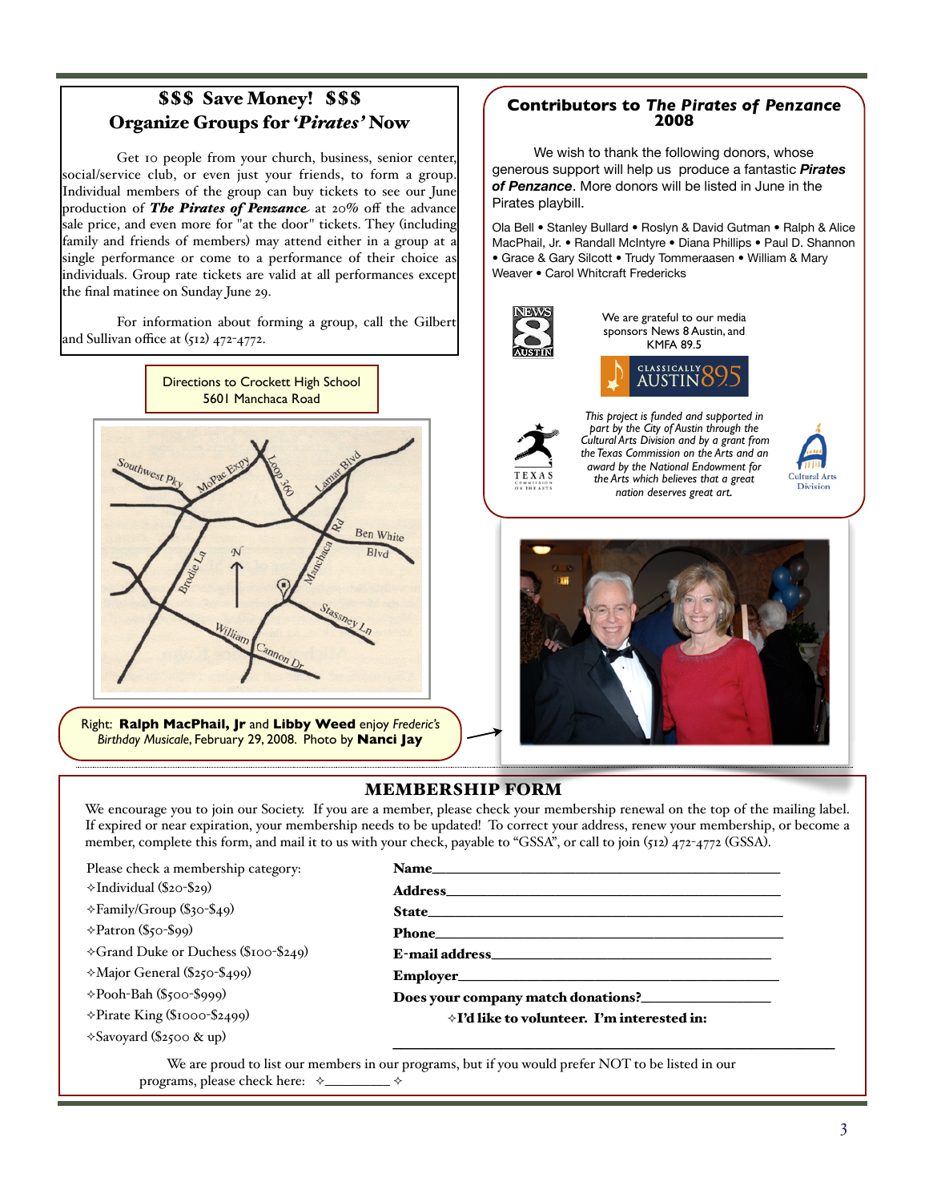## $$$ Save Money! $$$
## Organize Groups for '*Pirates*' Now

Get 10 people from your church, business, senior center, social/service club, or even just your friends, to form a group. Individual members of the group can buy tickets to see our June production of ***The Pirates of Penzance*** at 20% off the advance sale price, and even more for "at the door" tickets. They (including family and friends of members) may attend either in a group at a single performance or come to a performance of their choice as individuals. Group rate tickets are valid at all performances except the final matinee on Sunday June 29.

For information about forming a group, call the Gilbert and Sullivan office at (512) 472-4772.

Directions to Crockett High School
5601 Manchaca Road

Right: **Ralph MacPhail, Jr** and **Libby Weed** enjoy *Frederic's Birthday Musicale*, February 29, 2008. Photo by **Nanci Jay**

## Contributors to *The Pirates of Penzance* 2008

We wish to thank the following donors, whose generous support will help us produce a fantastic ***Pirates of Penzance***. More donors will be listed in June in the Pirates playbill.

Ola Bell • Stanley Bullard • Roslyn & David Gutman • Ralph & Alice MacPhail, Jr. • Randall McIntyre • Diana Phillips • Paul D. Shannon • Grace & Gary Silcott • Trudy Tommeraasen • William & Mary Weaver • Carol Whitcraft Fredericks

We are grateful to our media sponsors News 8 Austin, and KMFA 89.5

*This project is funded and supported in part by the City of Austin through the Cultural Arts Division and by a grant from the Texas Commission on the Arts and an award by the National Endowment for the Arts which believes that a great nation deserves great art.*

## MEMBERSHIP FORM

We encourage you to join our Society. If you are a member, please check your membership renewal on the top of the mailing label. If expired or near expiration, your membership needs to be updated! To correct your address, renew your membership, or become a member, complete this form, and mail it to us with your check, payable to "GSSA", or call to join (512) 472-4772 (GSSA).

Please check a membership category:

- ✧Individual ($20-$29)
- ✧Family/Group ($30-$49)
- ✧Patron ($50-$99)
- ✧Grand Duke or Duchess ($100-$249)
- ✧Major General ($250-$499)
- ✧Pooh-Bah ($500-$999)
- ✧Pirate King ($1000-$2499)
- ✧Savoyard ($2500 & up)

**Name**______________________________

**Address**______________________________

**State**______________________________

**Phone**______________________________

**E-mail address**______________________________

**Employer**______________________________

**Does your company match donations?**______________

✧**I'd like to volunteer. I'm interested in:**

______________________________________________

We are proud to list our members in our programs, but if you would prefer NOT to be listed in our programs, please check here: ✧________ ✧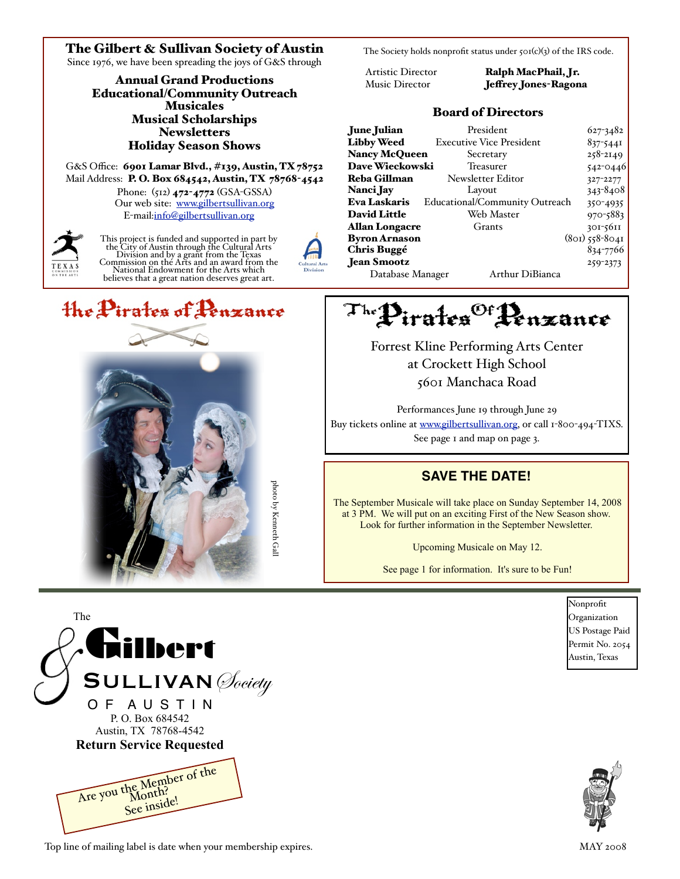## The Gilbert & Sullivan Society of Austin

Since 1976, we have been spreading the joys of G&S through

**Annual Grand Productions**
**Educational/Community Outreach**
**Musicales**
**Musical Scholarships**
**Newsletters**
**Holiday Season Shows**

G&S Office: **6901 Lamar Blvd., #139, Austin, TX 78752**
Mail Address: **P. O. Box 684542, Austin, TX 78768-4542**
Phone: (512) **472-4772** (GSA-GSSA)
Our web site: www.gilbertsullivan.org
E-mail: info@gilbertsullivan.org

This project is funded and supported in part by the City of Austin through the Cultural Arts Division and by a grant from the Texas Commission on the Arts and an award from the National Endowment for the Arts which believes that a great nation deserves great art.

The Society holds nonprofit status under 501(c)(3) of the IRS code.

Artistic Director **Ralph MacPhail, Jr.**
Music Director **Jeffrey Jones-Ragona**

### Board of Directors

| | | |
|---|---|---|
| **June Julian** | President | 627-3482 |
| **Libby Weed** | Executive Vice President | 837-5441 |
| **Nancy McQueen** | Secretary | 258-2149 |
| **Dave Wieckowski** | Treasurer | 542-0446 |
| **Reba Gillman** | Newsletter Editor | 327-2277 |
| **Nanci Jay** | Layout | 343-8408 |
| **Eva Laskaris** | Educational/Community Outreach | 350-4935 |
| **David Little** | Web Master | 970-5883 |
| **Allan Longacre** | Grants | 301-5611 |
| **Byron Arnason** | | (801) 558-8041 |
| **Chris Buggé** | | 834-7766 |
| **Jean Smootz** | | 259-2373 |

Database Manager Arthur DiBianca

## the Pirates of Penzance

photo by Kenneth Gall

## The Pirates Of Penzance

Forrest Kline Performing Arts Center
at Crockett High School
5601 Manchaca Road

Performances June 19 through June 29
Buy tickets online at www.gilbertsullivan.org, or call 1-800-494-TIXS.
See page 1 and map on page 3.

### SAVE THE DATE!

The September Musicale will take place on Sunday September 14, 2008 at 3 PM. We will put on an exciting First of the New Season show. Look for further information in the September Newsletter.

Upcoming Musicale on May 12.

See page 1 for information. It's sure to be Fun!

The Gilbert & Sullivan Society of Austin
P. O. Box 684542
Austin, TX 78768-4542
**Return Service Requested**

Nonprofit Organization
US Postage Paid
Permit No. 2054
Austin, Texas

Are you the Member of the Month? See inside!

Top line of mailing label is date when your membership expires.

MAY 2008